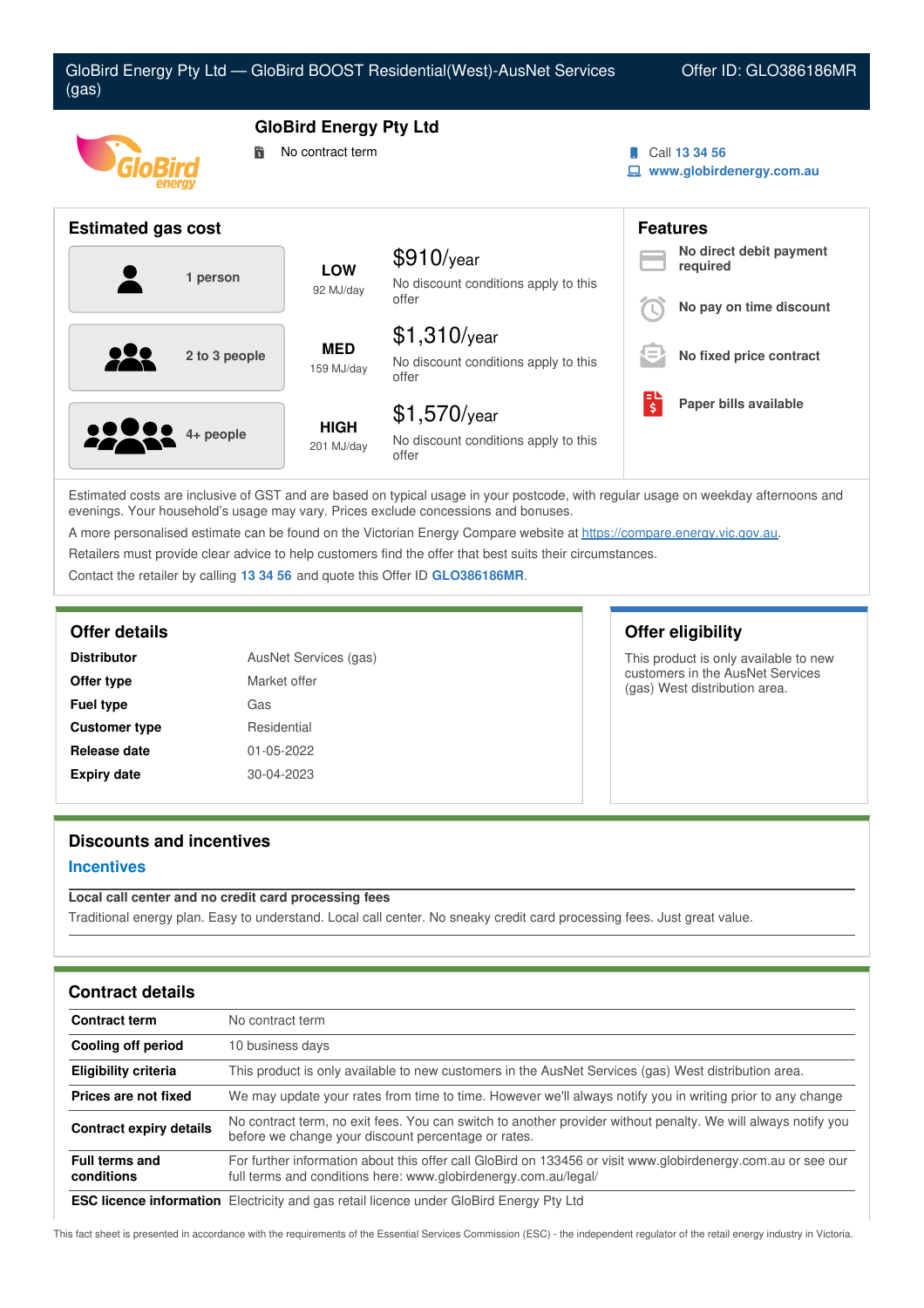GloBird Energy Pty Ltd — GloBird BOOST Residential(West)-AusNet Services (gas)

Offer ID: GLO386186MR

## GloBird Energy Pty Ltd

No contract term

Call 13 34 56

www.globirdenergy.com.au

## Estimated gas cost

| Household | Usage | Cost |
|---|---|---|
| 1 person | **LOW** 92 MJ/day | $910/year<br>No discount conditions apply to this offer |
| 2 to 3 people | **MED** 159 MJ/day | $1,310/year<br>No discount conditions apply to this offer |
| 4+ people | **HIGH** 201 MJ/day | $1,570/year<br>No discount conditions apply to this offer |

## Features

- **No direct debit payment required**
- **No pay on time discount**
- **No fixed price contract**
- **Paper bills available**

Estimated costs are inclusive of GST and are based on typical usage in your postcode, with regular usage on weekday afternoons and evenings. Your household's usage may vary. Prices exclude concessions and bonuses.

A more personalised estimate can be found on the Victorian Energy Compare website at https://compare.energy.vic.gov.au.

Retailers must provide clear advice to help customers find the offer that best suits their circumstances.

Contact the retailer by calling **13 34 56** and quote this Offer ID **GLO386186MR**.

## Offer details

| | |
|---|---|
| **Distributor** | AusNet Services (gas) |
| **Offer type** | Market offer |
| **Fuel type** | Gas |
| **Customer type** | Residential |
| **Release date** | 01-05-2022 |
| **Expiry date** | 30-04-2023 |

## Offer eligibility

This product is only available to new customers in the AusNet Services (gas) West distribution area.

## Discounts and incentives

### Incentives

**Local call center and no credit card processing fees**

Traditional energy plan. Easy to understand. Local call center. No sneaky credit card processing fees. Just great value.

## Contract details

| | |
|---|---|
| **Contract term** | No contract term |
| **Cooling off period** | 10 business days |
| **Eligibility criteria** | This product is only available to new customers in the AusNet Services (gas) West distribution area. |
| **Prices are not fixed** | We may update your rates from time to time. However we'll always notify you in writing prior to any change |
| **Contract expiry details** | No contract term, no exit fees. You can switch to another provider without penalty. We will always notify you before we change your discount percentage or rates. |
| **Full terms and conditions** | For further information about this offer call GloBird on 133456 or visit www.globirdenergy.com.au or see our full terms and conditions here: www.globirdenergy.com.au/legal/ |
| **ESC licence information** | Electricity and gas retail licence under GloBird Energy Pty Ltd |

This fact sheet is presented in accordance with the requirements of the Essential Services Commission (ESC) - the independent regulator of the retail energy industry in Victoria.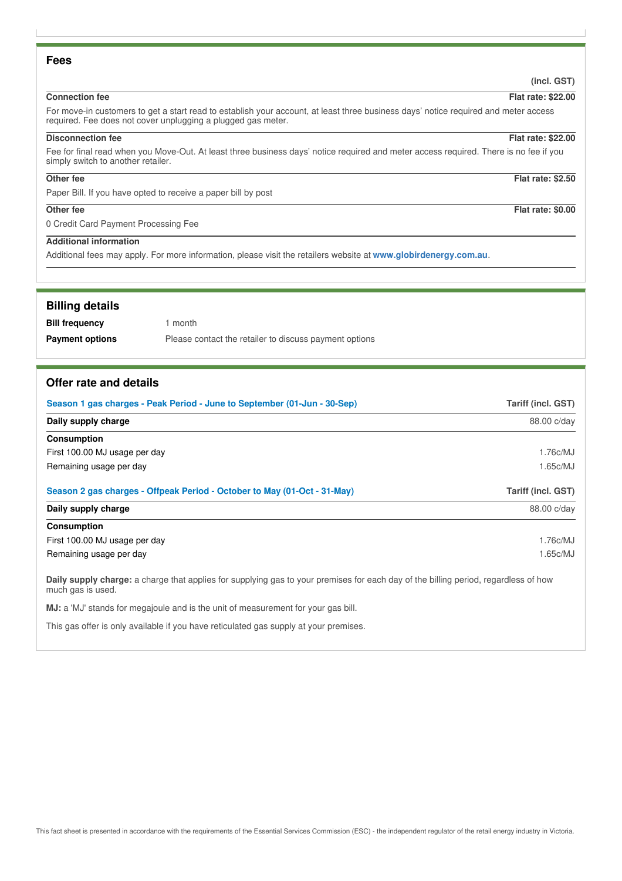## Fees

| | (incl. GST) |
|---|---|
| **Connection fee** | **Flat rate: $22.00** |
| For move-in customers to get a start read to establish your account, at least three business days' notice required and meter access required. Fee does not cover unplugging a plugged gas meter. | |
| **Disconnection fee** | **Flat rate: $22.00** |
| Fee for final read when you Move-Out. At least three business days' notice required and meter access required. There is no fee if you simply switch to another retailer. | |
| **Other fee** | **Flat rate: $2.50** |
| Paper Bill. If you have opted to receive a paper bill by post | |
| **Other fee** | **Flat rate: $0.00** |
| 0 Credit Card Payment Processing Fee | |

**Additional information**

Additional fees may apply. For more information, please visit the retailers website at **www.globirdenergy.com.au**.

## Billing details

| | |
|---|---|
| **Bill frequency** | 1 month |
| **Payment options** | Please contact the retailer to discuss payment options |

## Offer rate and details

| Season 1 gas charges - Peak Period - June to September (01-Jun - 30-Sep) | Tariff (incl. GST) |
|---|---|
| **Daily supply charge** | 88.00 c/day |
| **Consumption** | |
| First 100.00 MJ usage per day | 1.76c/MJ |
| Remaining usage per day | 1.65c/MJ |

| Season 2 gas charges - Offpeak Period - October to May (01-Oct - 31-May) | Tariff (incl. GST) |
|---|---|
| **Daily supply charge** | 88.00 c/day |
| **Consumption** | |
| First 100.00 MJ usage per day | 1.76c/MJ |
| Remaining usage per day | 1.65c/MJ |

**Daily supply charge:** a charge that applies for supplying gas to your premises for each day of the billing period, regardless of how much gas is used.

**MJ:** a 'MJ' stands for megajoule and is the unit of measurement for your gas bill.

This gas offer is only available if you have reticulated gas supply at your premises.

This fact sheet is presented in accordance with the requirements of the Essential Services Commission (ESC) - the independent regulator of the retail energy industry in Victoria.